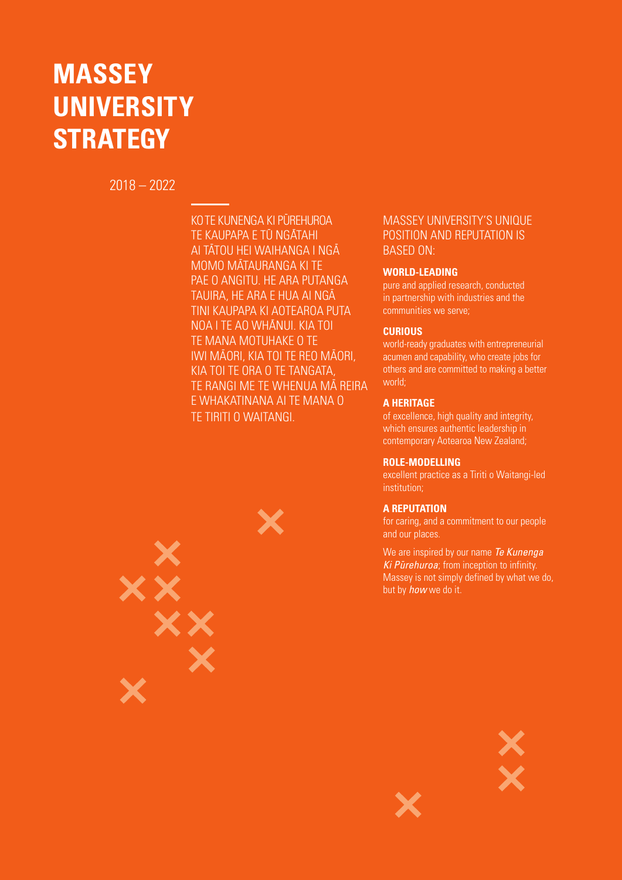# MASSEY UNIVERSITY STRATEGY

2018 – 2022

KO TE KUNENGA KI PŪREHUROA TE KAUPAPA E TŪ NGĀTAHI AI TĀTOU HEI WAIHANGA I NGĀ MOMO MĀTAURANGA KI TE PAE O ANGITU. HE ARA PUTANGA TAUIRA, HE ARA E HUA AI NGĀ TINI KAUPAPA KI AOTEAROA PUTA NOA I TE AO WHĀNUI. KIA TOI TE MANA MOTUHAKE O TE IWI MĀORI, KIA TOI TE REO MĀORI, KIA TOI TE ORA O TE TANGATA, TE RANGI ME TE WHENUA MĀ REIRA E WHAKATINANA AI TE MANA O TE TIRITI O WAITANGI.

MASSEY UNIVERSITY'S UNIQUE POSITION AND REPUTATION IS BASED ON:

**WORLD-LEADING**
pure and applied research, conducted in partnership with industries and the communities we serve;

**CURIOUS**
world-ready graduates with entrepreneurial acumen and capability, who create jobs for others and are committed to making a better world;

**A HERITAGE**
of excellence, high quality and integrity, which ensures authentic leadership in contemporary Aotearoa New Zealand;

**ROLE-MODELLING**
excellent practice as a Tiriti o Waitangi-led institution;

**A REPUTATION**
for caring, and a commitment to our people and our places.

We are inspired by our name *Te Kunenga Ki Pūrehuroa*; from inception to infinity. Massey is not simply defined by what we do, but by *how* we do it.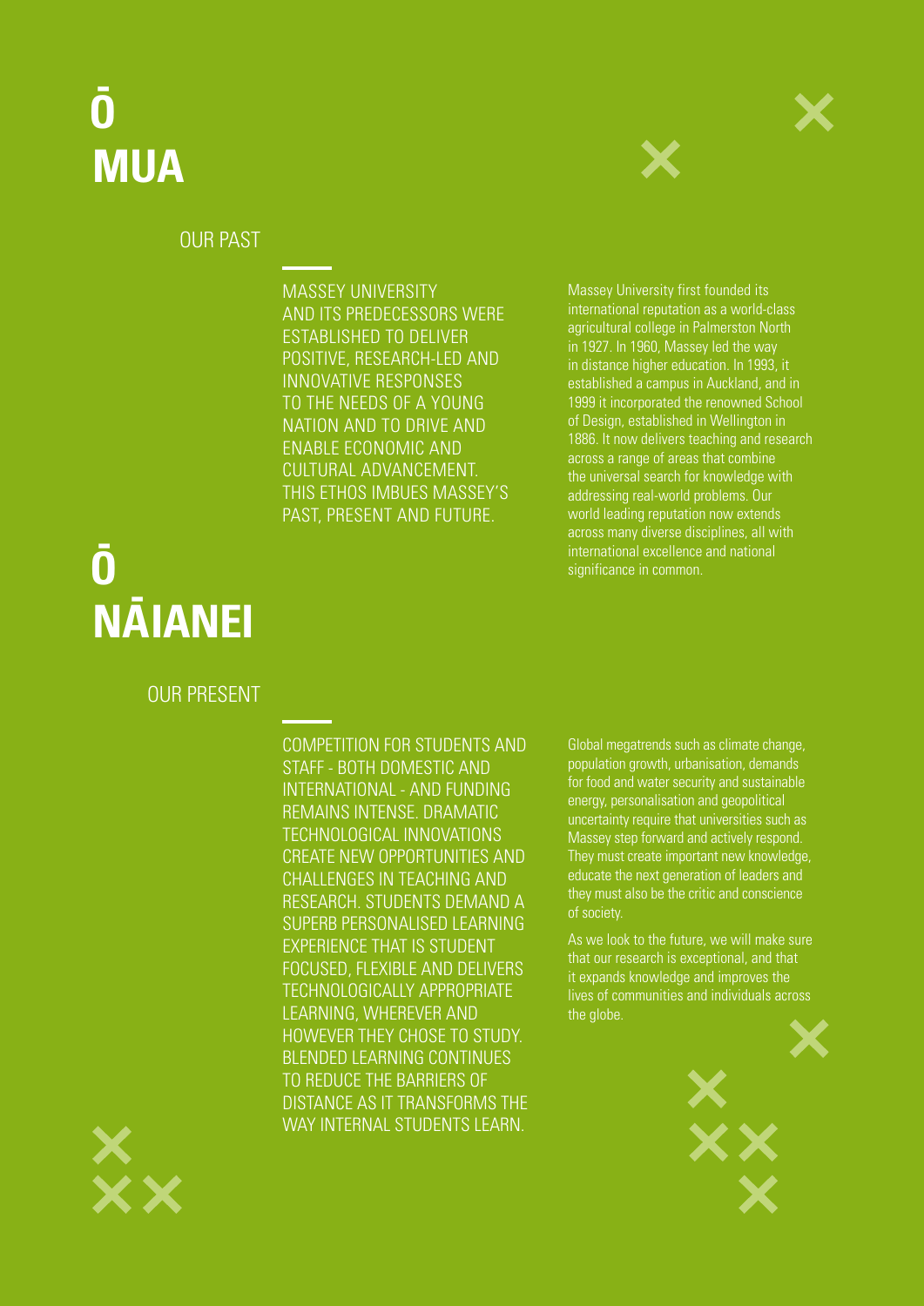# Ō MUA

## OUR PAST

MASSEY UNIVERSITY AND ITS PREDECESSORS WERE ESTABLISHED TO DELIVER POSITIVE, RESEARCH-LED AND INNOVATIVE RESPONSES TO THE NEEDS OF A YOUNG NATION AND TO DRIVE AND ENABLE ECONOMIC AND CULTURAL ADVANCEMENT. THIS ETHOS IMBUES MASSEY'S PAST, PRESENT AND FUTURE.

Massey University first founded its international reputation as a world-class agricultural college in Palmerston North in 1927. In 1960, Massey led the way in distance higher education. In 1993, it established a campus in Auckland, and in 1999 it incorporated the renowned School of Design, established in Wellington in 1886. It now delivers teaching and research across a range of areas that combine the universal search for knowledge with addressing real-world problems. Our world leading reputation now extends across many diverse disciplines, all with international excellence and national significance in common.

# Ō NĀIANEI

## OUR PRESENT

COMPETITION FOR STUDENTS AND STAFF - BOTH DOMESTIC AND INTERNATIONAL - AND FUNDING REMAINS INTENSE. DRAMATIC TECHNOLOGICAL INNOVATIONS CREATE NEW OPPORTUNITIES AND CHALLENGES IN TEACHING AND RESEARCH. STUDENTS DEMAND A SUPERB PERSONALISED LEARNING EXPERIENCE THAT IS STUDENT FOCUSED, FLEXIBLE AND DELIVERS TECHNOLOGICALLY APPROPRIATE LEARNING, WHEREVER AND HOWEVER THEY CHOSE TO STUDY. BLENDED LEARNING CONTINUES TO REDUCE THE BARRIERS OF DISTANCE AS IT TRANSFORMS THE WAY INTERNAL STUDENTS LEARN.

Global megatrends such as climate change, population growth, urbanisation, demands for food and water security and sustainable energy, personalisation and geopolitical uncertainty require that universities such as Massey step forward and actively respond. They must create important new knowledge, educate the next generation of leaders and they must also be the critic and conscience of society.

As we look to the future, we will make sure that our research is exceptional, and that it expands knowledge and improves the lives of communities and individuals across the globe.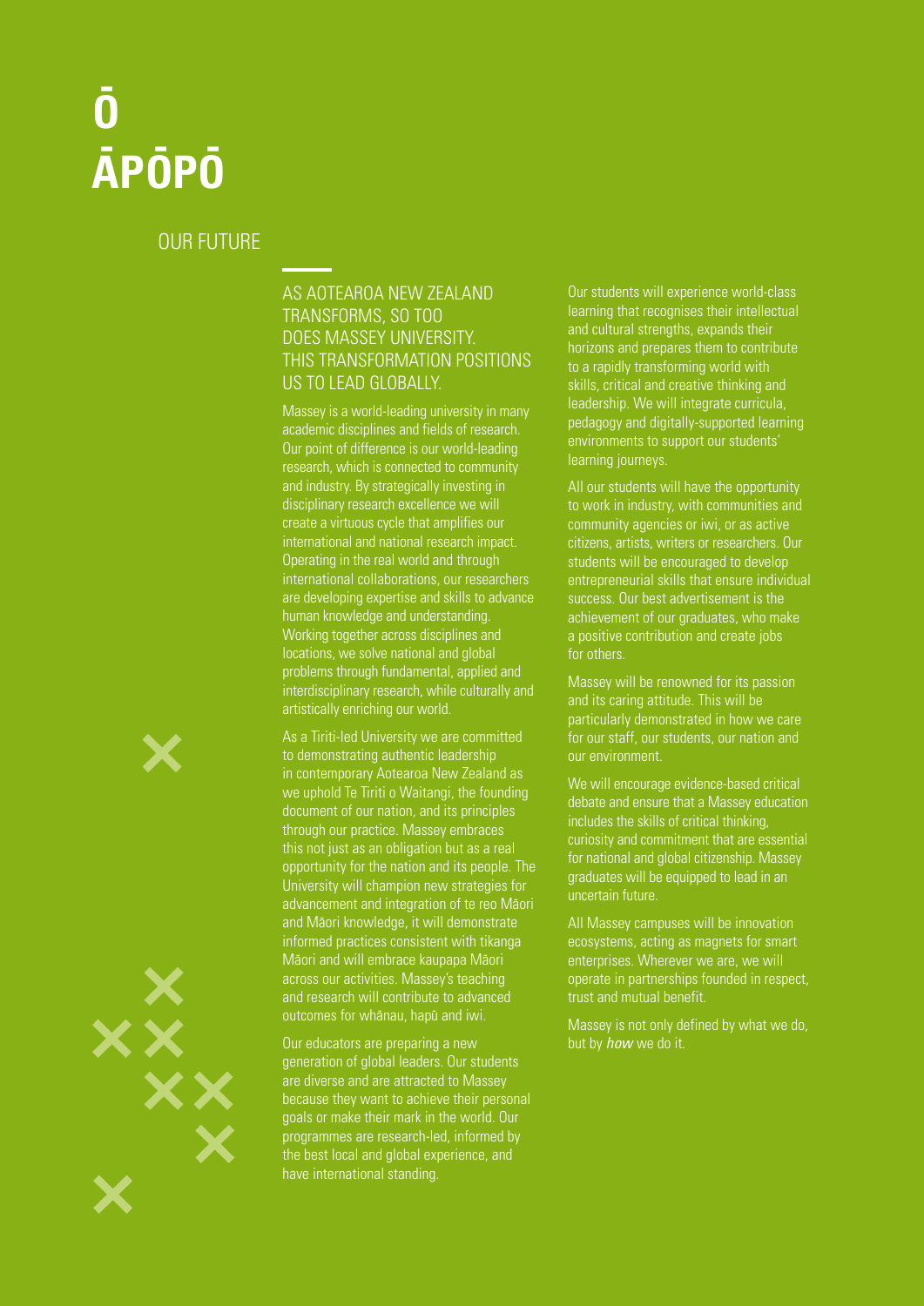# Ō ĀPŌPŌ

## OUR FUTURE

### AS AOTEAROA NEW ZEALAND TRANSFORMS, SO TOO DOES MASSEY UNIVERSITY. THIS TRANSFORMATION POSITIONS US TO LEAD GLOBALLY.

Massey is a world-leading university in many academic disciplines and fields of research. Our point of difference is our world-leading research, which is connected to community and industry. By strategically investing in disciplinary research excellence we will create a virtuous cycle that amplifies our international and national research impact. Operating in the real world and through international collaborations, our researchers are developing expertise and skills to advance human knowledge and understanding. Working together across disciplines and locations, we solve national and global problems through fundamental, applied and interdisciplinary research, while culturally and artistically enriching our world.

As a Tiriti-led University we are committed to demonstrating authentic leadership in contemporary Aotearoa New Zealand as we uphold Te Tiriti o Waitangi, the founding document of our nation, and its principles through our practice. Massey embraces this not just as an obligation but as a real opportunity for the nation and its people. The University will champion new strategies for advancement and integration of te reo Māori and Māori knowledge, it will demonstrate informed practices consistent with tikanga Māori and will embrace kaupapa Māori across our activities. Massey's teaching and research will contribute to advanced outcomes for whānau, hapū and iwi.

Our educators are preparing a new generation of global leaders. Our students are diverse and are attracted to Massey because they want to achieve their personal goals or make their mark in the world. Our programmes are research-led, informed by the best local and global experience, and have international standing.

Our students will experience world-class learning that recognises their intellectual and cultural strengths, expands their horizons and prepares them to contribute to a rapidly transforming world with skills, critical and creative thinking and leadership. We will integrate curricula, pedagogy and digitally-supported learning environments to support our students' learning journeys.

All our students will have the opportunity to work in industry, with communities and community agencies or iwi, or as active citizens, artists, writers or researchers. Our students will be encouraged to develop entrepreneurial skills that ensure individual success. Our best advertisement is the achievement of our graduates, who make a positive contribution and create jobs for others.

Massey will be renowned for its passion and its caring attitude. This will be particularly demonstrated in how we care for our staff, our students, our nation and our environment.

We will encourage evidence-based critical debate and ensure that a Massey education includes the skills of critical thinking, curiosity and commitment that are essential for national and global citizenship. Massey graduates will be equipped to lead in an uncertain future.

All Massey campuses will be innovation ecosystems, acting as magnets for smart enterprises. Wherever we are, we will operate in partnerships founded in respect, trust and mutual benefit.

Massey is not only defined by what we do, but by ***how*** we do it.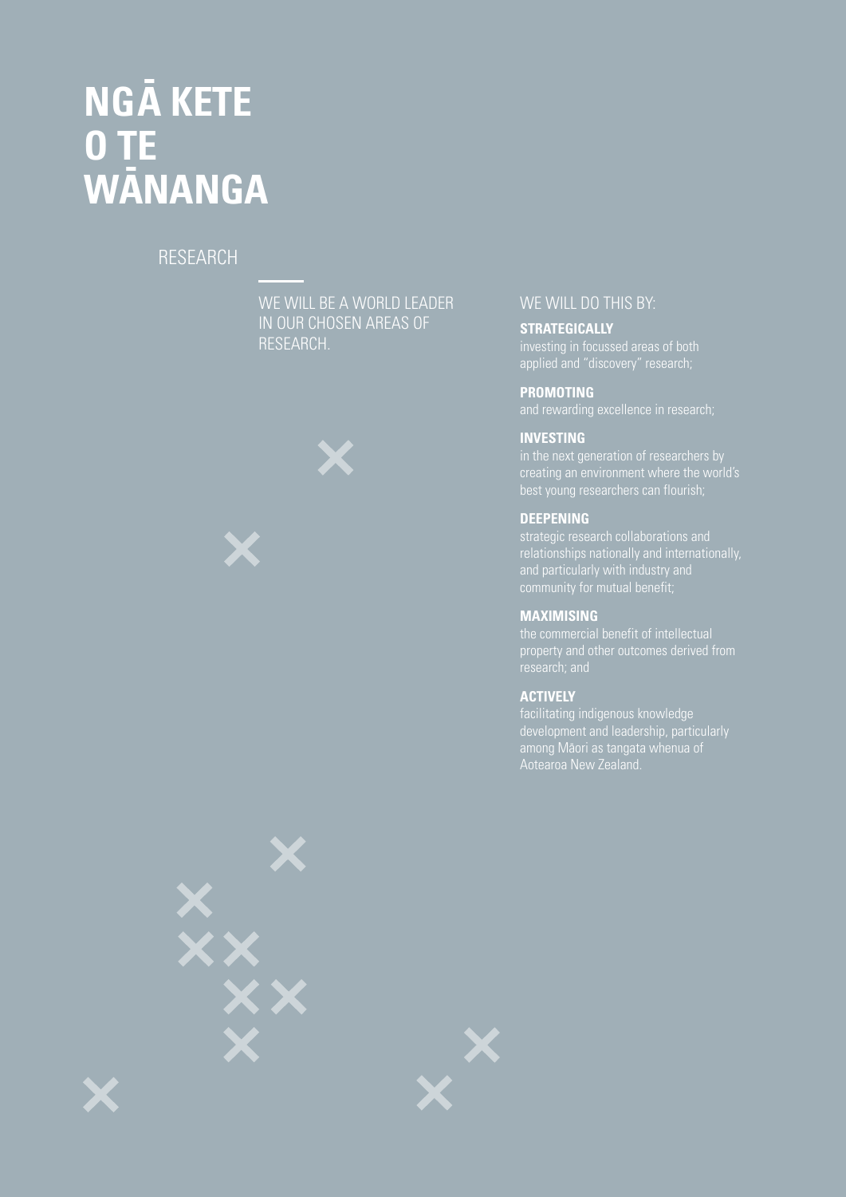# NGĀ KETE O TE WĀNANGA

## RESEARCH

WE WILL BE A WORLD LEADER IN OUR CHOSEN AREAS OF RESEARCH.

WE WILL DO THIS BY:

**STRATEGICALLY**
investing in focussed areas of both applied and "discovery" research;

**PROMOTING**
and rewarding excellence in research;

**INVESTING**
in the next generation of researchers by creating an environment where the world's best young researchers can flourish;

**DEEPENING**
strategic research collaborations and relationships nationally and internationally, and particularly with industry and community for mutual benefit;

**MAXIMISING**
the commercial benefit of intellectual property and other outcomes derived from research; and

**ACTIVELY**
facilitating indigenous knowledge development and leadership, particularly among Māori as tangata whenua of Aotearoa New Zealand.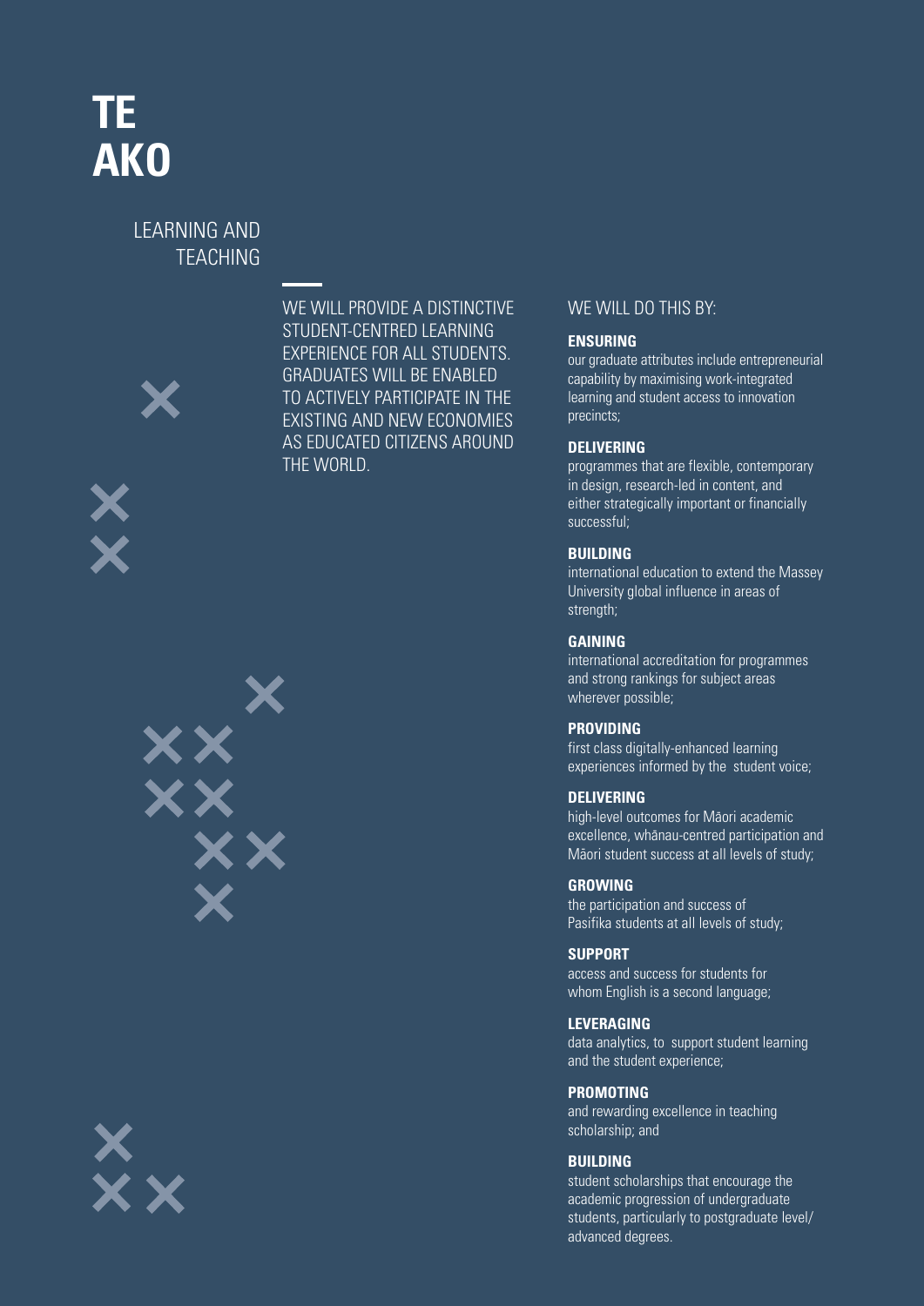# TE AKO

## LEARNING AND TEACHING

WE WILL PROVIDE A DISTINCTIVE STUDENT-CENTRED LEARNING EXPERIENCE FOR ALL STUDENTS. GRADUATES WILL BE ENABLED TO ACTIVELY PARTICIPATE IN THE EXISTING AND NEW ECONOMIES AS EDUCATED CITIZENS AROUND THE WORLD.

WE WILL DO THIS BY:

**ENSURING**
our graduate attributes include entrepreneurial capability by maximising work-integrated learning and student access to innovation precincts;

**DELIVERING**
programmes that are flexible, contemporary in design, research-led in content, and either strategically important or financially successful;

**BUILDING**
international education to extend the Massey University global influence in areas of strength;

**GAINING**
international accreditation for programmes and strong rankings for subject areas wherever possible;

**PROVIDING**
first class digitally-enhanced learning experiences informed by the student voice;

**DELIVERING**
high-level outcomes for Māori academic excellence, whānau-centred participation and Māori student success at all levels of study;

**GROWING**
the participation and success of Pasifika students at all levels of study;

**SUPPORT**
access and success for students for whom English is a second language;

**LEVERAGING**
data analytics, to support student learning and the student experience;

**PROMOTING**
and rewarding excellence in teaching scholarship; and

**BUILDING**
student scholarships that encourage the academic progression of undergraduate students, particularly to postgraduate level/ advanced degrees.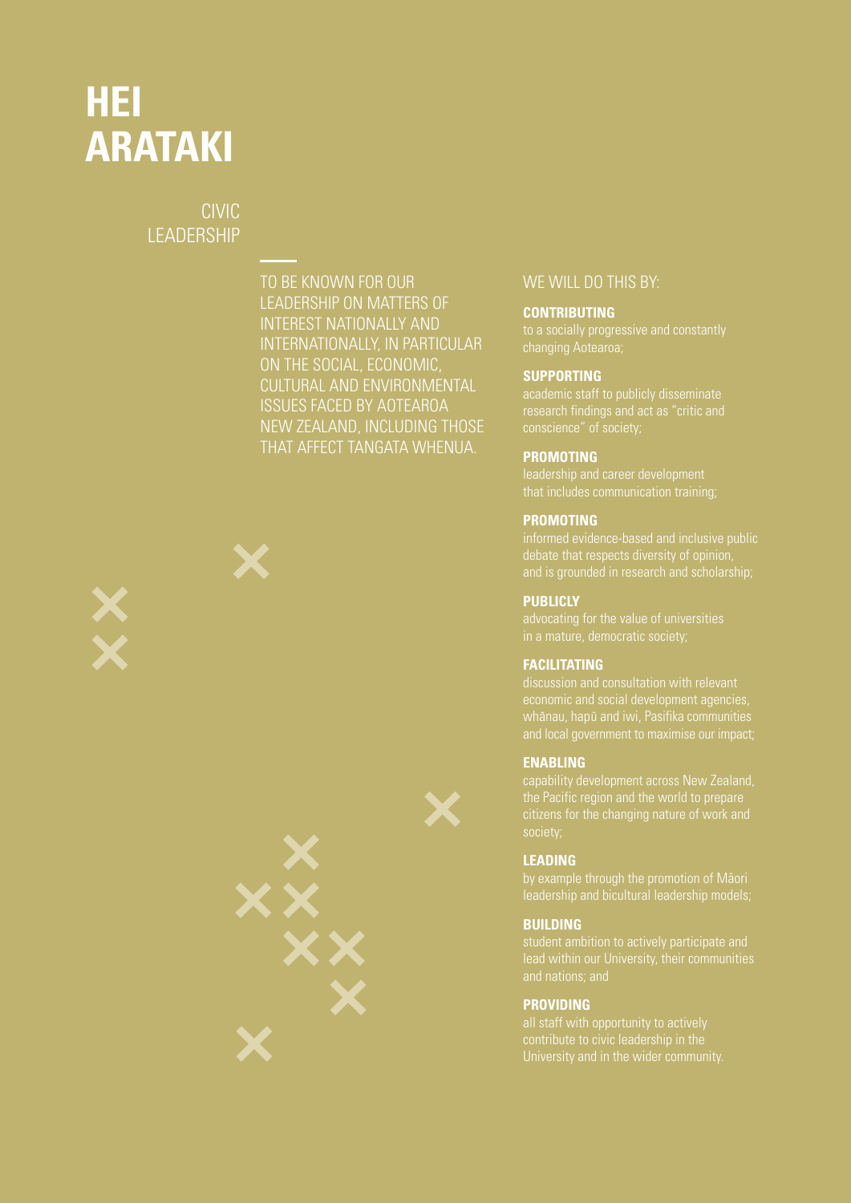# HEI ARATAKI

## CIVIC LEADERSHIP

TO BE KNOWN FOR OUR LEADERSHIP ON MATTERS OF INTEREST NATIONALLY AND INTERNATIONALLY, IN PARTICULAR ON THE SOCIAL, ECONOMIC, CULTURAL AND ENVIRONMENTAL ISSUES FACED BY AOTEAROA NEW ZEALAND, INCLUDING THOSE THAT AFFECT TANGATA WHENUA.

WE WILL DO THIS BY:

**CONTRIBUTING** to a socially progressive and constantly changing Aotearoa;

**SUPPORTING** academic staff to publicly disseminate research findings and act as "critic and conscience" of society;

**PROMOTING** leadership and career development that includes communication training;

**PROMOTING** informed evidence-based and inclusive public debate that respects diversity of opinion, and is grounded in research and scholarship;

**PUBLICLY** advocating for the value of universities in a mature, democratic society;

**FACILITATING** discussion and consultation with relevant economic and social development agencies, whānau, hapū and iwi, Pasifika communities and local government to maximise our impact;

**ENABLING** capability development across New Zealand, the Pacific region and the world to prepare citizens for the changing nature of work and society;

**LEADING** by example through the promotion of Māori leadership and bicultural leadership models;

**BUILDING** student ambition to actively participate and lead within our University, their communities and nations; and

**PROVIDING** all staff with opportunity to actively contribute to civic leadership in the University and in the wider community.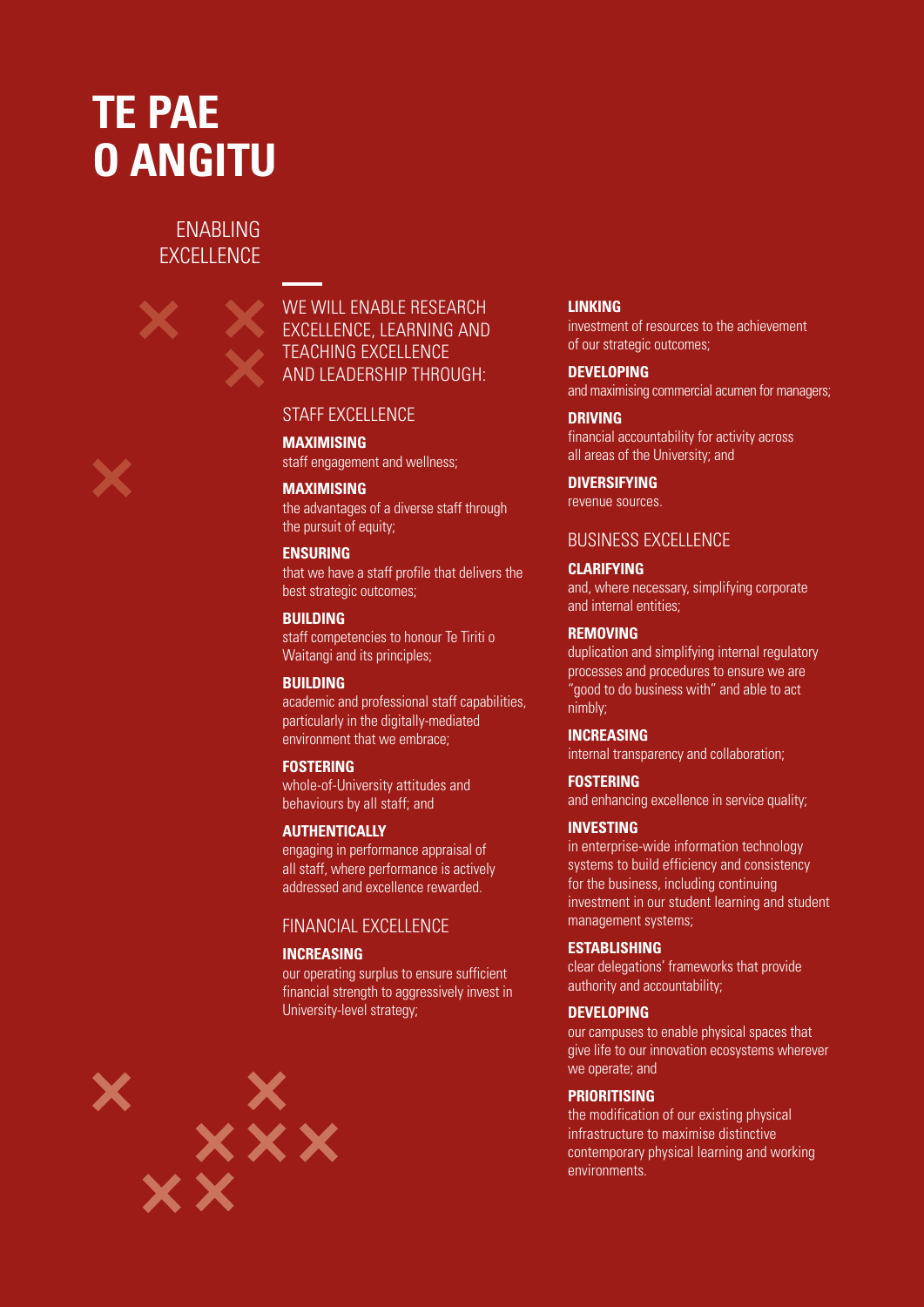# TE PAE O ANGITU

## ENABLING EXCELLENCE

WE WILL ENABLE RESEARCH EXCELLENCE, LEARNING AND TEACHING EXCELLENCE AND LEADERSHIP THROUGH:

### STAFF EXCELLENCE

**MAXIMISING**
staff engagement and wellness;

**MAXIMISING**
the advantages of a diverse staff through the pursuit of equity;

**ENSURING**
that we have a staff profile that delivers the best strategic outcomes;

**BUILDING**
staff competencies to honour Te Tiriti o Waitangi and its principles;

**BUILDING**
academic and professional staff capabilities, particularly in the digitally-mediated environment that we embrace;

**FOSTERING**
whole-of-University attitudes and behaviours by all staff; and

**AUTHENTICALLY**
engaging in performance appraisal of all staff, where performance is actively addressed and excellence rewarded.

### FINANCIAL EXCELLENCE

**INCREASING**
our operating surplus to ensure sufficient financial strength to aggressively invest in University-level strategy;

**LINKING**
investment of resources to the achievement of our strategic outcomes;

**DEVELOPING**
and maximising commercial acumen for managers;

**DRIVING**
financial accountability for activity across all areas of the University; and

**DIVERSIFYING**
revenue sources.

### BUSINESS EXCELLENCE

**CLARIFYING**
and, where necessary, simplifying corporate and internal entities;

**REMOVING**
duplication and simplifying internal regulatory processes and procedures to ensure we are "good to do business with" and able to act nimbly;

**INCREASING**
internal transparency and collaboration;

**FOSTERING**
and enhancing excellence in service quality;

**INVESTING**
in enterprise-wide information technology systems to build efficiency and consistency for the business, including continuing investment in our student learning and student management systems;

**ESTABLISHING**
clear delegations' frameworks that provide authority and accountability;

**DEVELOPING**
our campuses to enable physical spaces that give life to our innovation ecosystems wherever we operate; and

**PRIORITISING**
the modification of our existing physical infrastructure to maximise distinctive contemporary physical learning and working environments.